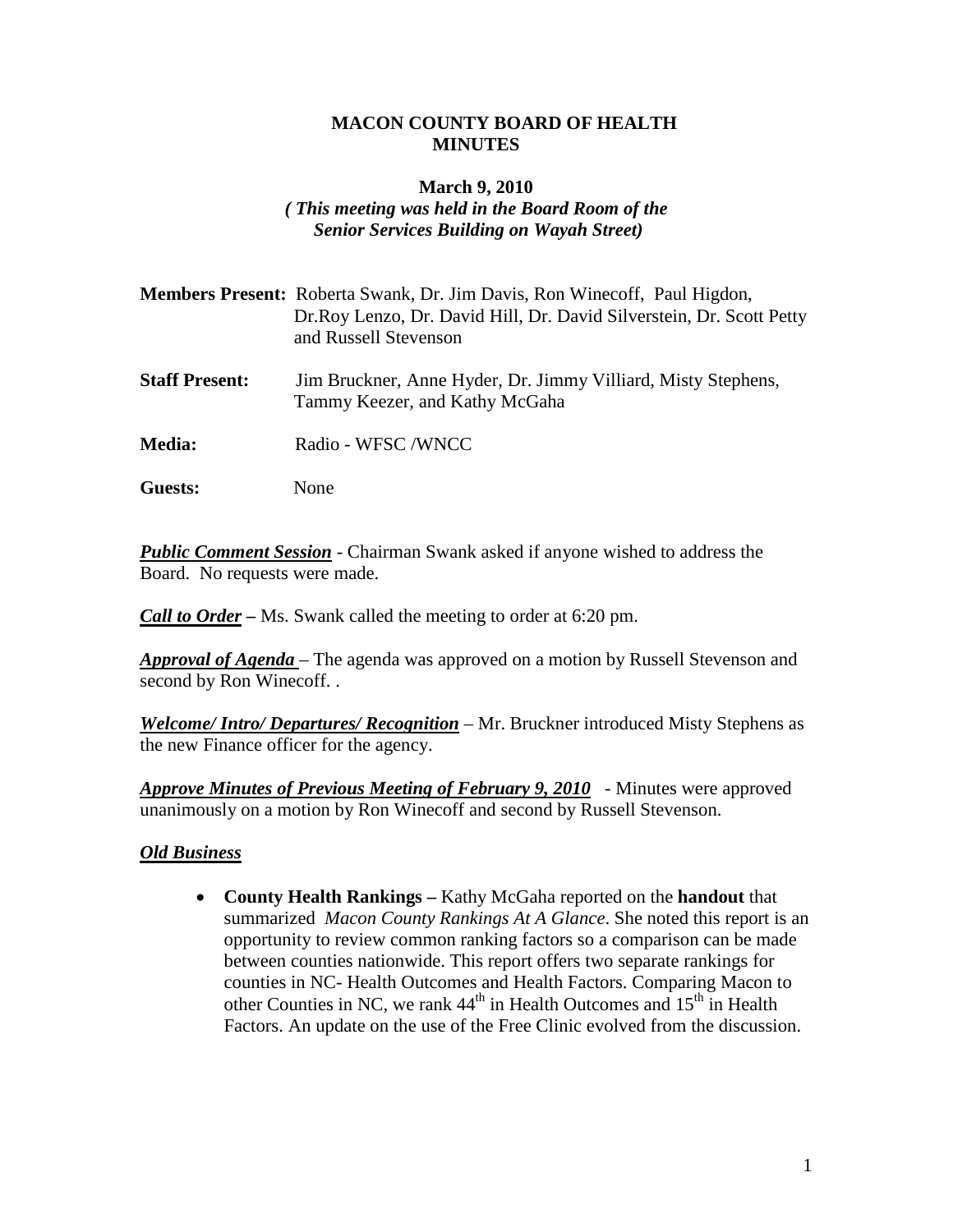# MACON COUNTY BOARD OF HEALTH MINUTES

**March 9, 2010**

***( This meeting was held in the Board Room of the Senior Services Building on Wayah Street)***

**Members Present:** Roberta Swank, Dr. Jim Davis, Ron Winecoff, Paul Higdon, Dr.Roy Lenzo, Dr. David Hill, Dr. David Silverstein, Dr. Scott Petty and Russell Stevenson

**Staff Present:** Jim Bruckner, Anne Hyder, Dr. Jimmy Villiard, Misty Stephens, Tammy Keezer, and Kathy McGaha

**Media:** Radio - WFSC /WNCC

**Guests:** None

***Public Comment Session*** - Chairman Swank asked if anyone wished to address the Board. No requests were made.

***Call to Order*** **–** Ms. Swank called the meeting to order at 6:20 pm.

***Approval of Agenda*** – The agenda was approved on a motion by Russell Stevenson and second by Ron Winecoff. .

***Welcome/ Intro/ Departures/ Recognition*** – Mr. Bruckner introduced Misty Stephens as the new Finance officer for the agency.

***Approve Minutes of Previous Meeting of February 9, 2010*** - Minutes were approved unanimously on a motion by Ron Winecoff and second by Russell Stevenson.

***Old Business***

- **County Health Rankings –** Kathy McGaha reported on the **handout** that summarized *Macon County Rankings At A Glance*. She noted this report is an opportunity to review common ranking factors so a comparison can be made between counties nationwide. This report offers two separate rankings for counties in NC- Health Outcomes and Health Factors. Comparing Macon to other Counties in NC, we rank 44th in Health Outcomes and 15th in Health Factors. An update on the use of the Free Clinic evolved from the discussion.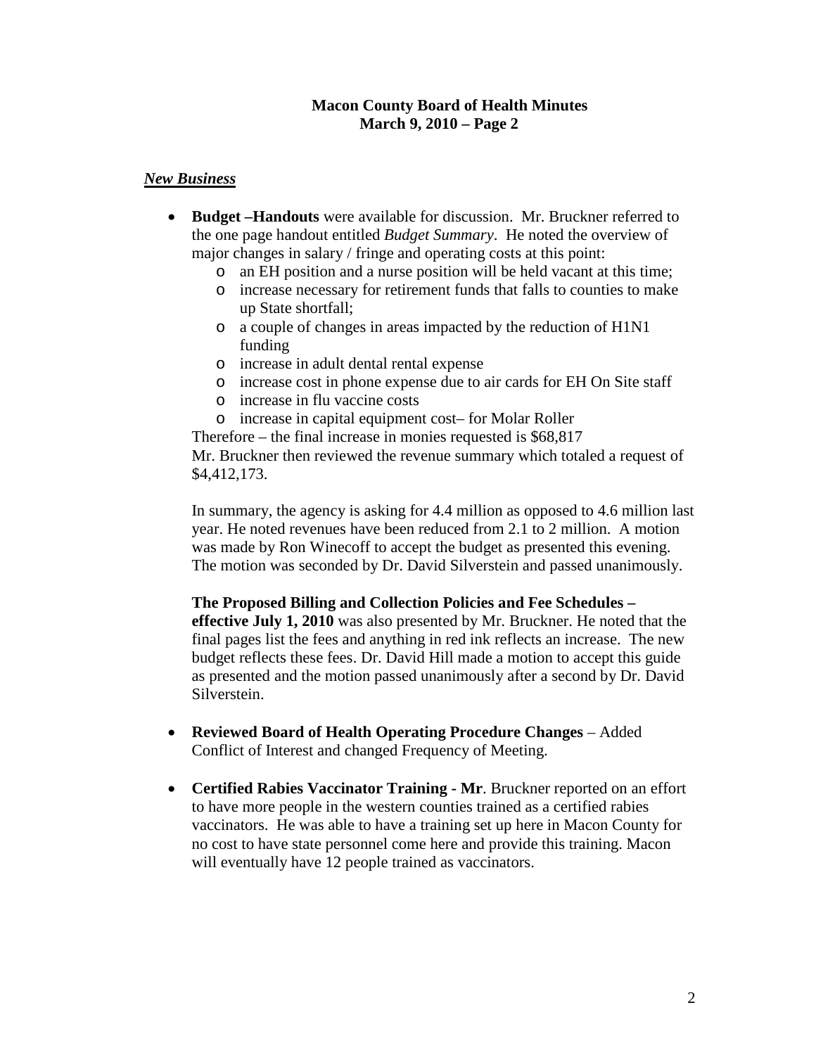# Macon County Board of Health Minutes
## March 9, 2010 – Page 2

***New Business***

- **Budget –Handouts** were available for discussion. Mr. Bruckner referred to the one page handout entitled *Budget Summary*. He noted the overview of major changes in salary / fringe and operating costs at this point:
  - an EH position and a nurse position will be held vacant at this time;
  - increase necessary for retirement funds that falls to counties to make up State shortfall;
  - a couple of changes in areas impacted by the reduction of H1N1 funding
  - increase in adult dental rental expense
  - increase cost in phone expense due to air cards for EH On Site staff
  - increase in flu vaccine costs
  - increase in capital equipment cost– for Molar Roller

  Therefore – the final increase in monies requested is $68,817
  Mr. Bruckner then reviewed the revenue summary which totaled a request of $4,412,173.

  In summary, the agency is asking for 4.4 million as opposed to 4.6 million last year. He noted revenues have been reduced from 2.1 to 2 million. A motion was made by Ron Winecoff to accept the budget as presented this evening. The motion was seconded by Dr. David Silverstein and passed unanimously.

  **The Proposed Billing and Collection Policies and Fee Schedules – effective July 1, 2010** was also presented by Mr. Bruckner. He noted that the final pages list the fees and anything in red ink reflects an increase. The new budget reflects these fees. Dr. David Hill made a motion to accept this guide as presented and the motion passed unanimously after a second by Dr. David Silverstein.

- **Reviewed Board of Health Operating Procedure Changes** – Added Conflict of Interest and changed Frequency of Meeting.

- **Certified Rabies Vaccinator Training - Mr**. Bruckner reported on an effort to have more people in the western counties trained as a certified rabies vaccinators. He was able to have a training set up here in Macon County for no cost to have state personnel come here and provide this training. Macon will eventually have 12 people trained as vaccinators.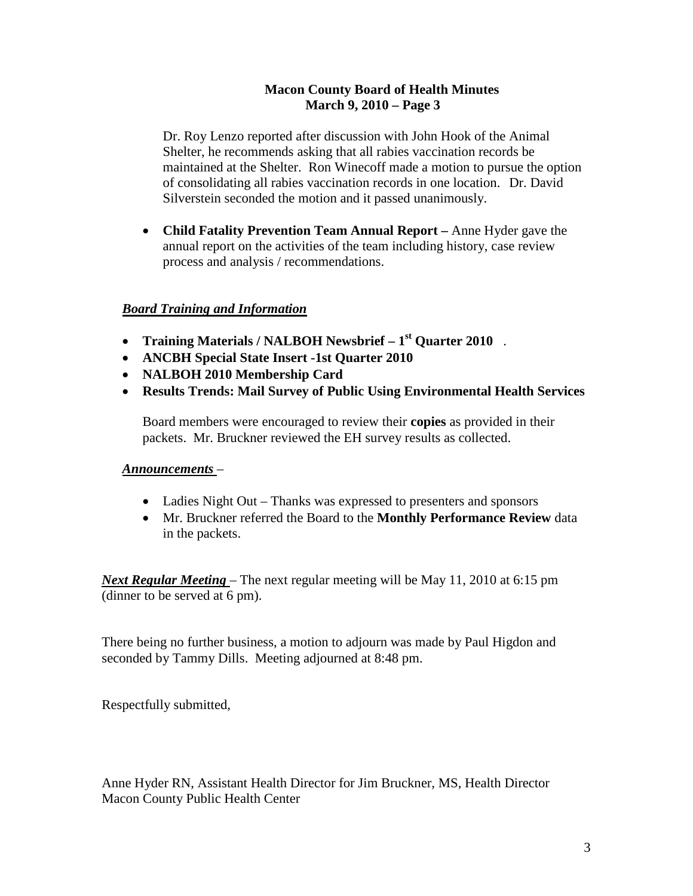Dr. Roy Lenzo reported after discussion with John Hook of the Animal Shelter, he recommends asking that all rabies vaccination records be maintained at the Shelter. Ron Winecoff made a motion to pursue the option of consolidating all rabies vaccination records in one location. Dr. David Silverstein seconded the motion and it passed unanimously.

- **Child Fatality Prevention Team Annual Report –** Anne Hyder gave the annual report on the activities of the team including history, case review process and analysis / recommendations.

***Board Training and Information***

- **Training Materials / NALBOH Newsbrief – 1st Quarter 2010** .
- **ANCBH Special State Insert -1st Quarter 2010**
- **NALBOH 2010 Membership Card**
- **Results Trends: Mail Survey of Public Using Environmental Health Services**

Board members were encouraged to review their **copies** as provided in their packets. Mr. Bruckner reviewed the EH survey results as collected.

***Announcements*** –

- Ladies Night Out – Thanks was expressed to presenters and sponsors
- Mr. Bruckner referred the Board to the **Monthly Performance Review** data in the packets.

***Next Regular Meeting*** – The next regular meeting will be May 11, 2010 at 6:15 pm (dinner to be served at 6 pm).

There being no further business, a motion to adjourn was made by Paul Higdon and seconded by Tammy Dills. Meeting adjourned at 8:48 pm.

Respectfully submitted,

Anne Hyder RN, Assistant Health Director for Jim Bruckner, MS, Health Director
Macon County Public Health Center